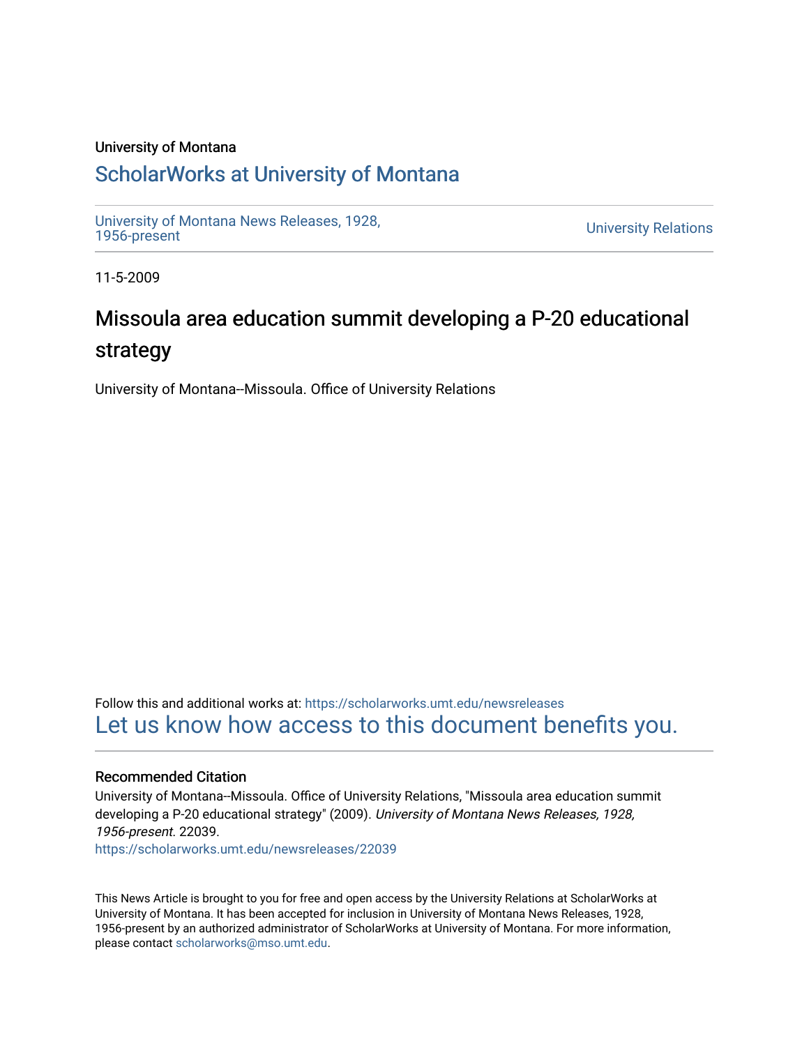University of Montana

# ScholarWorks at University of Montana

University of Montana News Releases, 1928, 1956-present

University Relations

11-5-2009

## Missoula area education summit developing a P-20 educational strategy

University of Montana--Missoula. Office of University Relations

Follow this and additional works at: https://scholarworks.umt.edu/newsreleases

Let us know how access to this document benefits you.

### Recommended Citation

University of Montana--Missoula. Office of University Relations, "Missoula area education summit developing a P-20 educational strategy" (2009). *University of Montana News Releases, 1928, 1956-present*. 22039.

https://scholarworks.umt.edu/newsreleases/22039

This News Article is brought to you for free and open access by the University Relations at ScholarWorks at University of Montana. It has been accepted for inclusion in University of Montana News Releases, 1928, 1956-present by an authorized administrator of ScholarWorks at University of Montana. For more information, please contact scholarworks@mso.umt.edu.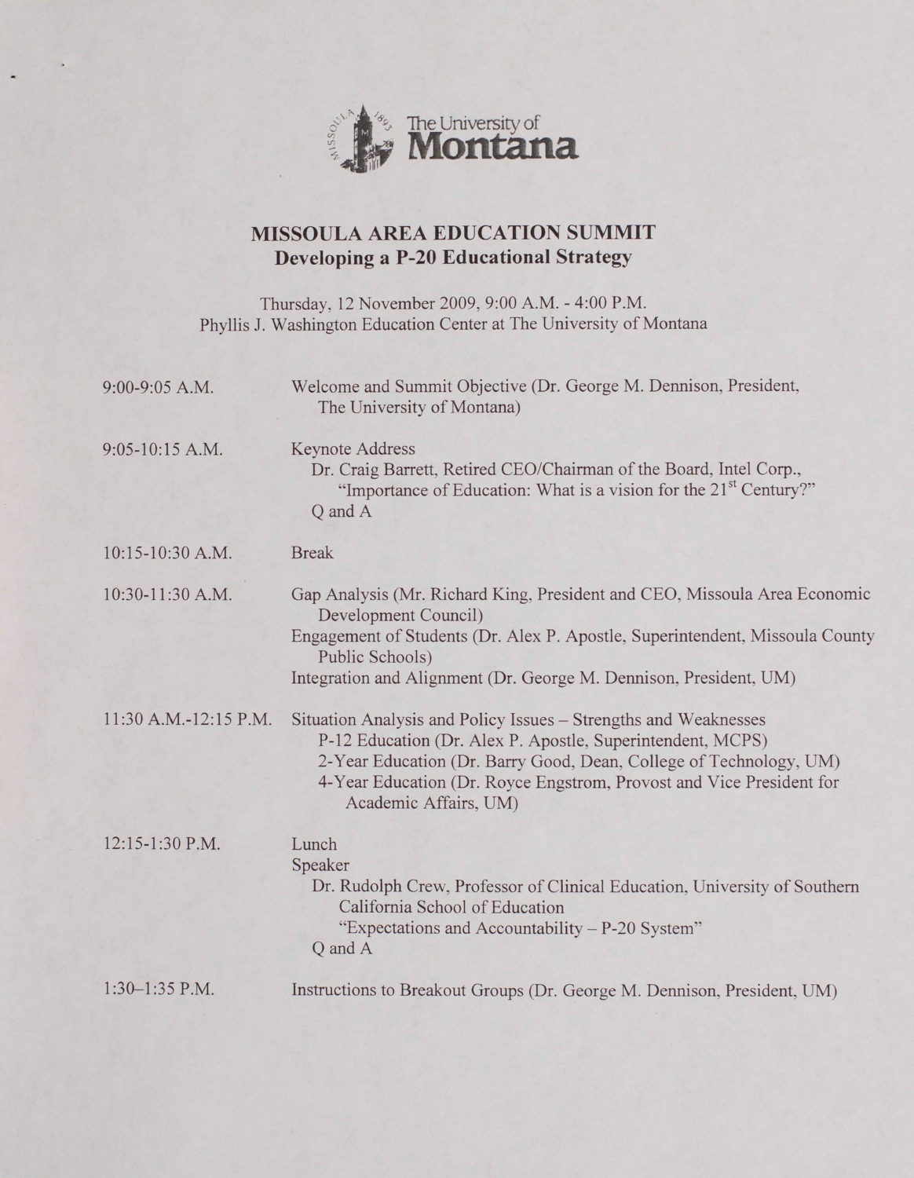The University of Montana

# MISSOULA AREA EDUCATION SUMMIT

## Developing a P-20 Educational Strategy

Thursday, 12 November 2009, 9:00 A.M. - 4:00 P.M.
Phyllis J. Washington Education Center at The University of Montana

| | |
|---|---|
| 9:00-9:05 A.M. | Welcome and Summit Objective (Dr. George M. Dennison, President, The University of Montana) |
| 9:05-10:15 A.M. | Keynote Address<br>Dr. Craig Barrett, Retired CEO/Chairman of the Board, Intel Corp., "Importance of Education: What is a vision for the 21st Century?"<br>Q and A |
| 10:15-10:30 A.M. | Break |
| 10:30-11:30 A.M. | Gap Analysis (Mr. Richard King, President and CEO, Missoula Area Economic Development Council)<br>Engagement of Students (Dr. Alex P. Apostle, Superintendent, Missoula County Public Schools)<br>Integration and Alignment (Dr. George M. Dennison, President, UM) |
| 11:30 A.M.-12:15 P.M. | Situation Analysis and Policy Issues – Strengths and Weaknesses<br>P-12 Education (Dr. Alex P. Apostle, Superintendent, MCPS)<br>2-Year Education (Dr. Barry Good, Dean, College of Technology, UM)<br>4-Year Education (Dr. Royce Engstrom, Provost and Vice President for Academic Affairs, UM) |
| 12:15-1:30 P.M. | Lunch<br>Speaker<br>Dr. Rudolph Crew, Professor of Clinical Education, University of Southern California School of Education<br>"Expectations and Accountability – P-20 System"<br>Q and A |
| 1:30–1:35 P.M. | Instructions to Breakout Groups (Dr. George M. Dennison, President, UM) |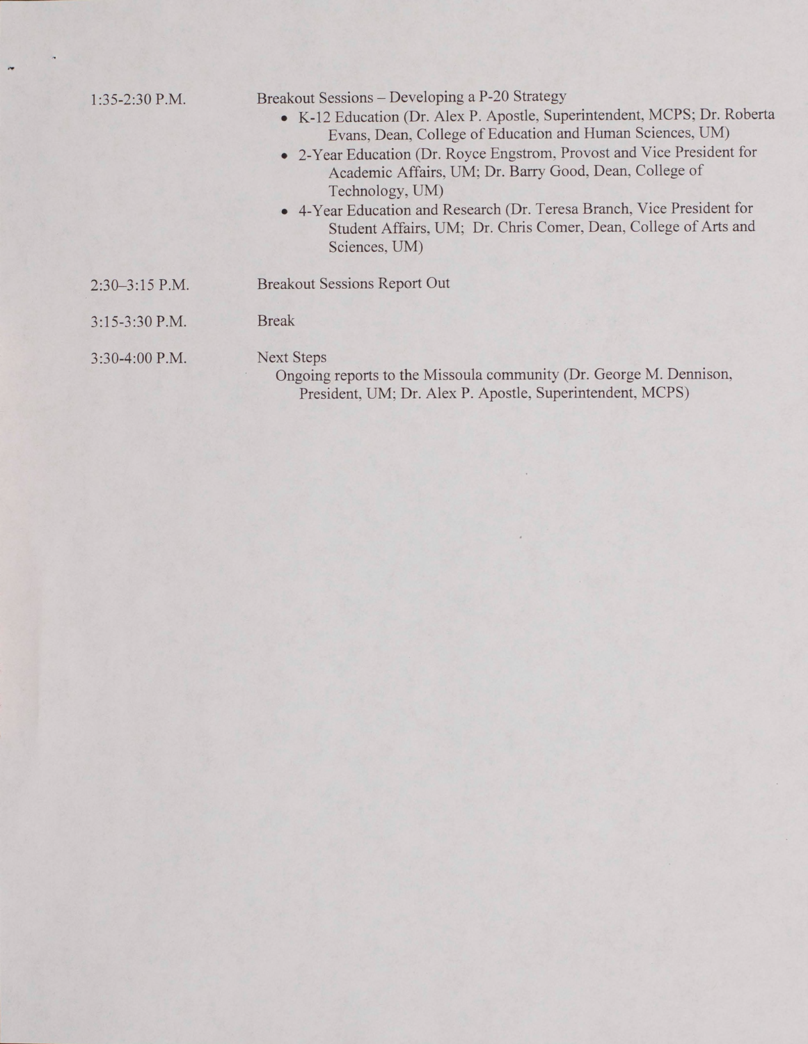| | |
|---|---|
| 1:35-2:30 P.M. | Breakout Sessions – Developing a P-20 Strategy<br>• K-12 Education (Dr. Alex P. Apostle, Superintendent, MCPS; Dr. Roberta Evans, Dean, College of Education and Human Sciences, UM)<br>• 2-Year Education (Dr. Royce Engstrom, Provost and Vice President for Academic Affairs, UM; Dr. Barry Good, Dean, College of Technology, UM)<br>• 4-Year Education and Research (Dr. Teresa Branch, Vice President for Student Affairs, UM; Dr. Chris Comer, Dean, College of Arts and Sciences, UM) |
| 2:30–3:15 P.M. | Breakout Sessions Report Out |
| 3:15-3:30 P.M. | Break |
| 3:30-4:00 P.M. | Next Steps<br>Ongoing reports to the Missoula community (Dr. George M. Dennison, President, UM; Dr. Alex P. Apostle, Superintendent, MCPS) |